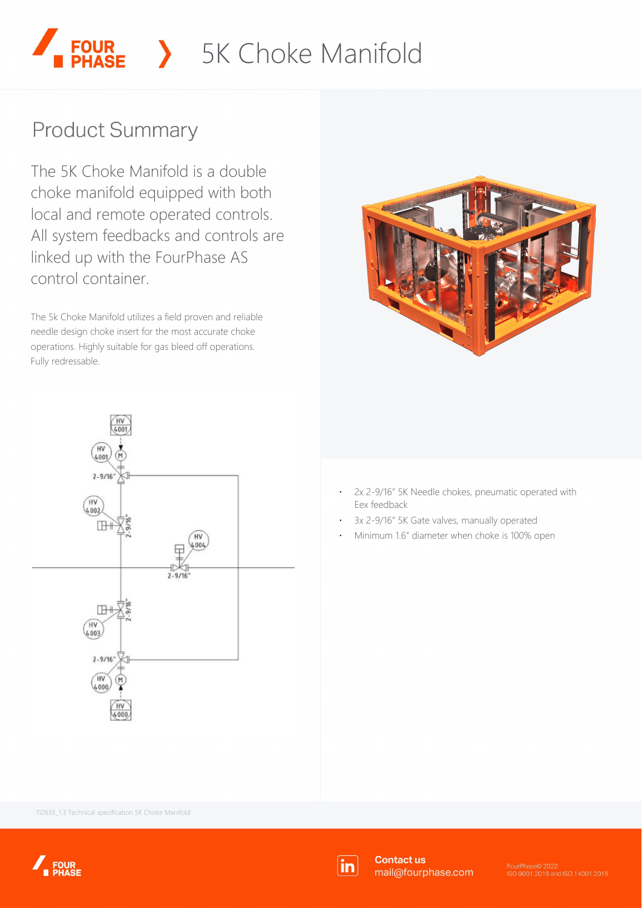# 5K Choke Manifold

## Product Summary

The 5K Choke Manifold is a double choke manifold equipped with both local and remote operated controls. All system feedbacks and controls are linked up with the FourPhase AS control container.

The 5k Choke Manifold utilizes a field proven and reliable needle design choke insert for the most accurate choke operations. Highly suitable for gas bleed off operations. Fully redressable.

- 2x 2-9/16" 5K Needle chokes, pneumatic operated with Eex feedback
- 3x 2-9/16" 5K Gate valves, manually operated
- Minimum 1.6" diameter when choke is 100% open

112633_1.3 Technical specification 5K Choke Manifold

Contact us
mail@fourphase.com

FourPhase© 2022
ISO 9001:2015 and ISO 14001:2015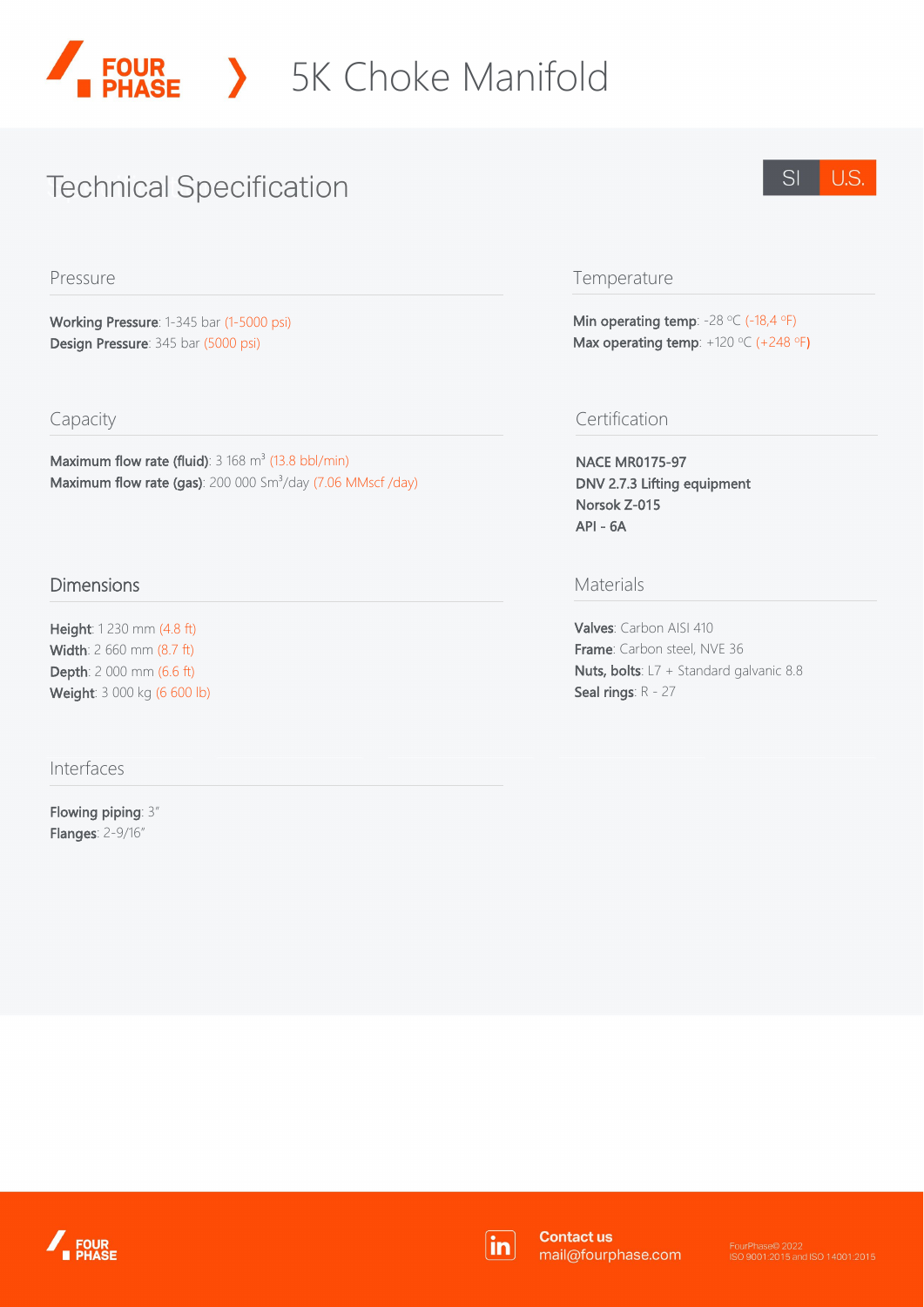# 5K Choke Manifold

## Technical Specification

SI U.S.

### Pressure

**Working Pressure**: 1-345 bar (1-5000 psi)
**Design Pressure**: 345 bar (5000 psi)

### Temperature

**Min operating temp**: -28 °C (-18,4 °F)
**Max operating temp**: +120 °C (+248 °F)

### Capacity

**Maximum flow rate (fluid)**: 3 168 $m^3$ (13.8 bbl/min)
**Maximum flow rate (gas)**: 200 000 $Sm^3$/day (7.06 MMscf /day)

### Certification

**NACE MR0175-97**
**DNV 2.7.3 Lifting equipment**
**Norsok Z-015**
**API - 6A**

### Dimensions

**Height**: 1 230 mm (4.8 ft)
**Width**: 2 660 mm (8.7 ft)
**Depth**: 2 000 mm (6.6 ft)
**Weight**: 3 000 kg (6 600 lb)

### Materials

**Valves**: Carbon AISI 410
**Frame**: Carbon steel, NVE 36
**Nuts, bolts**: L7 + Standard galvanic 8.8
**Seal rings**: R - 27

### Interfaces

**Flowing piping**: 3″
**Flanges**: 2-9/16″

**Contact us**
mail@fourphase.com

FourPhase© 2022
ISO 9001:2015 and ISO 14001:2015